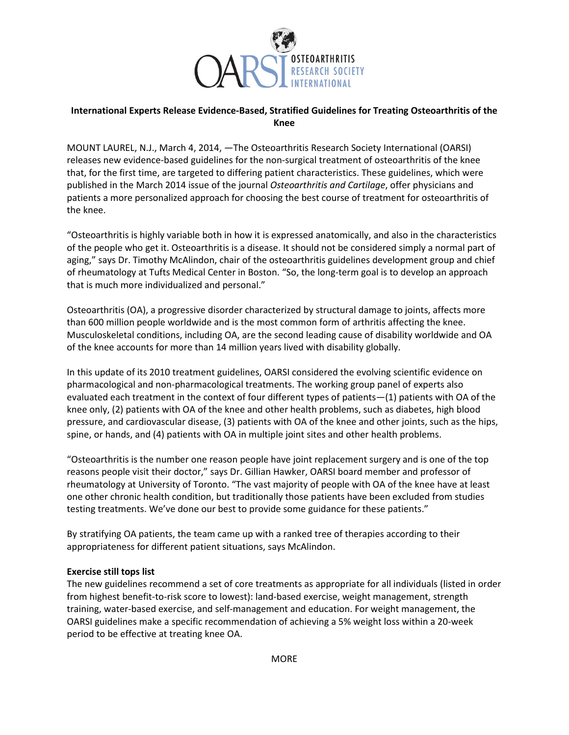OARSI OSTEOARTHRITIS RESEARCH SOCIETY INTERNATIONAL

**International Experts Release Evidence-Based, Stratified Guidelines for Treating Osteoarthritis of the Knee**

MOUNT LAUREL, N.J., March 4, 2014, —The Osteoarthritis Research Society International (OARSI) releases new evidence-based guidelines for the non-surgical treatment of osteoarthritis of the knee that, for the first time, are targeted to differing patient characteristics. These guidelines, which were published in the March 2014 issue of the journal *Osteoarthritis and Cartilage*, offer physicians and patients a more personalized approach for choosing the best course of treatment for osteoarthritis of the knee.

"Osteoarthritis is highly variable both in how it is expressed anatomically, and also in the characteristics of the people who get it. Osteoarthritis is a disease. It should not be considered simply a normal part of aging," says Dr. Timothy McAlindon, chair of the osteoarthritis guidelines development group and chief of rheumatology at Tufts Medical Center in Boston. "So, the long-term goal is to develop an approach that is much more individualized and personal."

Osteoarthritis (OA), a progressive disorder characterized by structural damage to joints, affects more than 600 million people worldwide and is the most common form of arthritis affecting the knee. Musculoskeletal conditions, including OA, are the second leading cause of disability worldwide and OA of the knee accounts for more than 14 million years lived with disability globally.

In this update of its 2010 treatment guidelines, OARSI considered the evolving scientific evidence on pharmacological and non-pharmacological treatments. The working group panel of experts also evaluated each treatment in the context of four different types of patients—(1) patients with OA of the knee only, (2) patients with OA of the knee and other health problems, such as diabetes, high blood pressure, and cardiovascular disease, (3) patients with OA of the knee and other joints, such as the hips, spine, or hands, and (4) patients with OA in multiple joint sites and other health problems.

"Osteoarthritis is the number one reason people have joint replacement surgery and is one of the top reasons people visit their doctor," says Dr. Gillian Hawker, OARSI board member and professor of rheumatology at University of Toronto. "The vast majority of people with OA of the knee have at least one other chronic health condition, but traditionally those patients have been excluded from studies testing treatments. We've done our best to provide some guidance for these patients."

By stratifying OA patients, the team came up with a ranked tree of therapies according to their appropriateness for different patient situations, says McAlindon.

**Exercise still tops list**

The new guidelines recommend a set of core treatments as appropriate for all individuals (listed in order from highest benefit-to-risk score to lowest): land-based exercise, weight management, strength training, water-based exercise, and self-management and education. For weight management, the OARSI guidelines make a specific recommendation of achieving a 5% weight loss within a 20-week period to be effective at treating knee OA.

MORE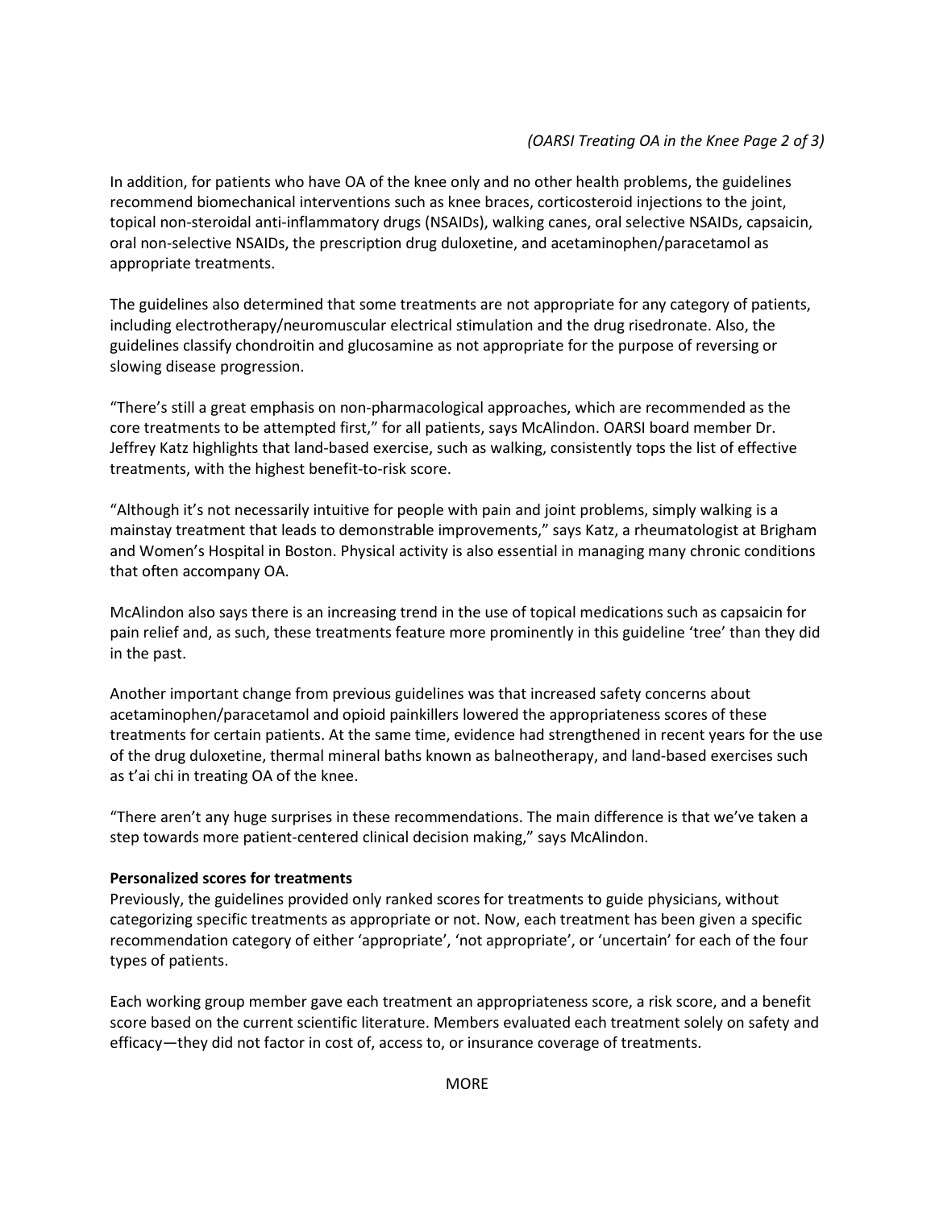In addition, for patients who have OA of the knee only and no other health problems, the guidelines recommend biomechanical interventions such as knee braces, corticosteroid injections to the joint, topical non-steroidal anti-inflammatory drugs (NSAIDs), walking canes, oral selective NSAIDs, capsaicin, oral non-selective NSAIDs, the prescription drug duloxetine, and acetaminophen/paracetamol as appropriate treatments.

The guidelines also determined that some treatments are not appropriate for any category of patients, including electrotherapy/neuromuscular electrical stimulation and the drug risedronate. Also, the guidelines classify chondroitin and glucosamine as not appropriate for the purpose of reversing or slowing disease progression.

"There's still a great emphasis on non-pharmacological approaches, which are recommended as the core treatments to be attempted first," for all patients, says McAlindon. OARSI board member Dr. Jeffrey Katz highlights that land-based exercise, such as walking, consistently tops the list of effective treatments, with the highest benefit-to-risk score.

"Although it's not necessarily intuitive for people with pain and joint problems, simply walking is a mainstay treatment that leads to demonstrable improvements," says Katz, a rheumatologist at Brigham and Women's Hospital in Boston. Physical activity is also essential in managing many chronic conditions that often accompany OA.

McAlindon also says there is an increasing trend in the use of topical medications such as capsaicin for pain relief and, as such, these treatments feature more prominently in this guideline 'tree' than they did in the past.

Another important change from previous guidelines was that increased safety concerns about acetaminophen/paracetamol and opioid painkillers lowered the appropriateness scores of these treatments for certain patients. At the same time, evidence had strengthened in recent years for the use of the drug duloxetine, thermal mineral baths known as balneotherapy, and land-based exercises such as t'ai chi in treating OA of the knee.

"There aren't any huge surprises in these recommendations. The main difference is that we've taken a step towards more patient-centered clinical decision making," says McAlindon.

**Personalized scores for treatments**

Previously, the guidelines provided only ranked scores for treatments to guide physicians, without categorizing specific treatments as appropriate or not. Now, each treatment has been given a specific recommendation category of either 'appropriate', 'not appropriate', or 'uncertain' for each of the four types of patients.

Each working group member gave each treatment an appropriateness score, a risk score, and a benefit score based on the current scientific literature. Members evaluated each treatment solely on safety and efficacy—they did not factor in cost of, access to, or insurance coverage of treatments.

MORE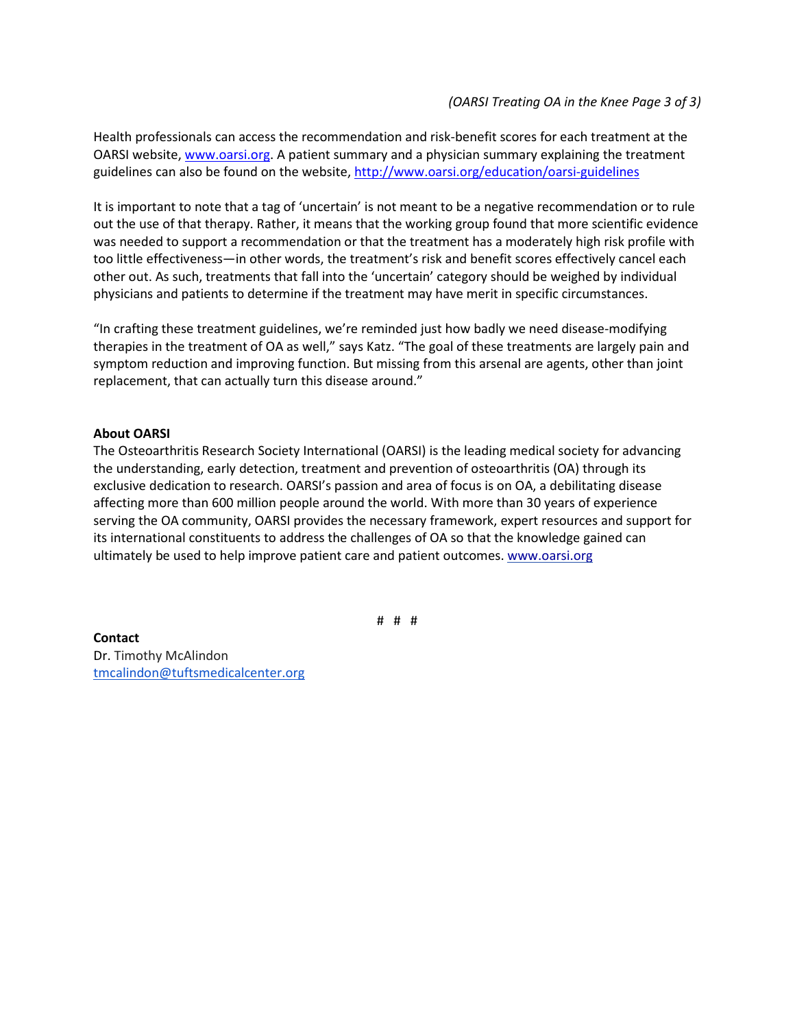Health professionals can access the recommendation and risk-benefit scores for each treatment at the OARSI website, www.oarsi.org. A patient summary and a physician summary explaining the treatment guidelines can also be found on the website, http://www.oarsi.org/education/oarsi-guidelines

It is important to note that a tag of 'uncertain' is not meant to be a negative recommendation or to rule out the use of that therapy. Rather, it means that the working group found that more scientific evidence was needed to support a recommendation or that the treatment has a moderately high risk profile with too little effectiveness—in other words, the treatment's risk and benefit scores effectively cancel each other out. As such, treatments that fall into the 'uncertain' category should be weighed by individual physicians and patients to determine if the treatment may have merit in specific circumstances.

"In crafting these treatment guidelines, we're reminded just how badly we need disease-modifying therapies in the treatment of OA as well," says Katz. "The goal of these treatments are largely pain and symptom reduction and improving function. But missing from this arsenal are agents, other than joint replacement, that can actually turn this disease around."

**About OARSI**

The Osteoarthritis Research Society International (OARSI) is the leading medical society for advancing the understanding, early detection, treatment and prevention of osteoarthritis (OA) through its exclusive dedication to research. OARSI's passion and area of focus is on OA, a debilitating disease affecting more than 600 million people around the world. With more than 30 years of experience serving the OA community, OARSI provides the necessary framework, expert resources and support for its international constituents to address the challenges of OA so that the knowledge gained can ultimately be used to help improve patient care and patient outcomes. www.oarsi.org

# # #

**Contact**

Dr. Timothy McAlindon

tmcalindon@tuftsmedicalcenter.org